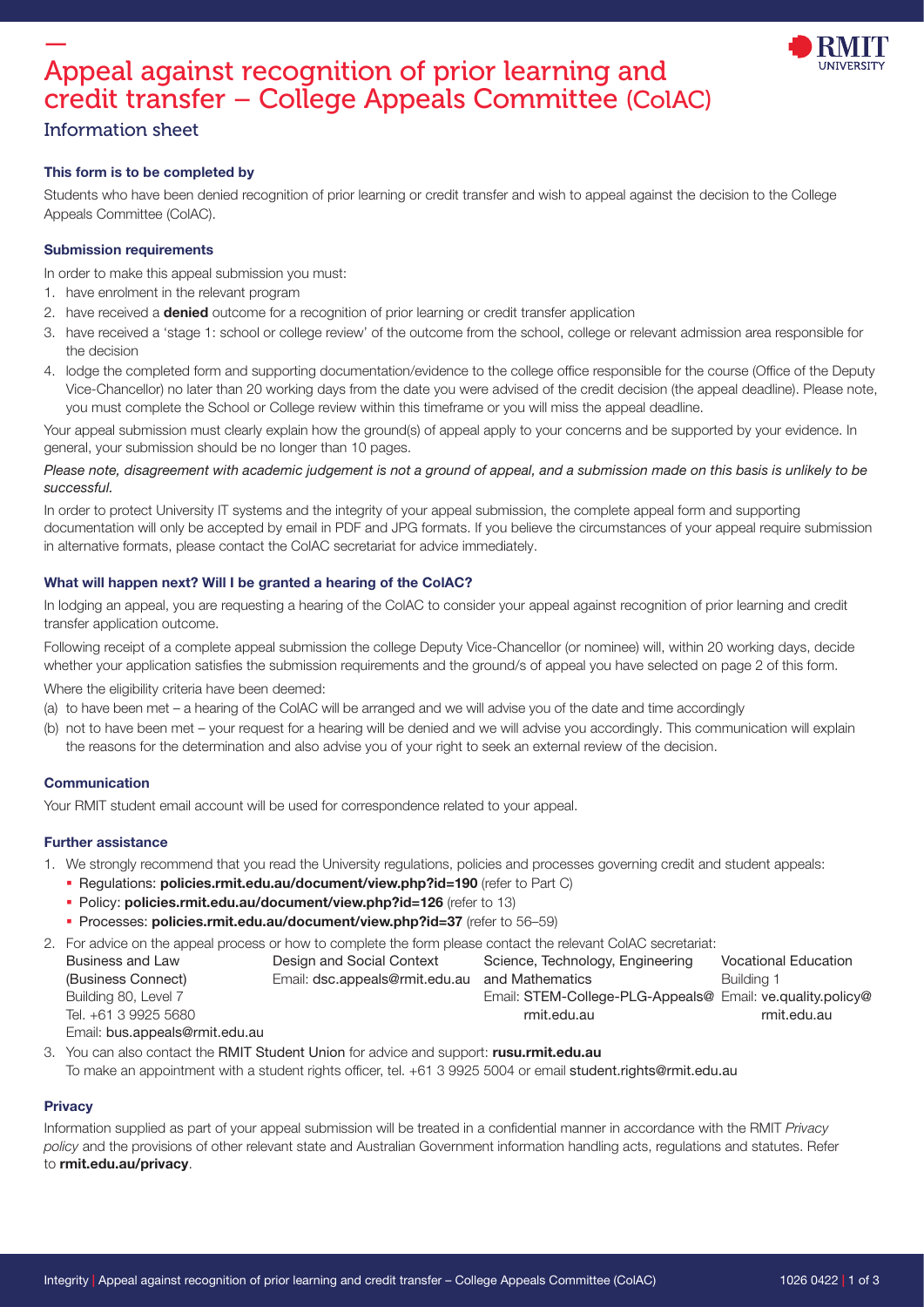# Appeal against recognition of prior learning and credit transfer – College Appeals Committee (ColAC)

## Information sheet

### This form is to be completed by

Students who have been denied recognition of prior learning or credit transfer and wish to appeal against the decision to the College Appeals Committee (ColAC).

### Submission requirements

In order to make this appeal submission you must:

1. have enrolment in the relevant program
2. have received a **denied** outcome for a recognition of prior learning or credit transfer application
3. have received a 'stage 1: school or college review' of the outcome from the school, college or relevant admission area responsible for the decision
4. lodge the completed form and supporting documentation/evidence to the college office responsible for the course (Office of the Deputy Vice-Chancellor) no later than 20 working days from the date you were advised of the credit decision (the appeal deadline). Please note, you must complete the School or College review within this timeframe or you will miss the appeal deadline.

Your appeal submission must clearly explain how the ground(s) of appeal apply to your concerns and be supported by your evidence. In general, your submission should be no longer than 10 pages.

*Please note, disagreement with academic judgement is not a ground of appeal, and a submission made on this basis is unlikely to be successful.*

In order to protect University IT systems and the integrity of your appeal submission, the complete appeal form and supporting documentation will only be accepted by email in PDF and JPG formats. If you believe the circumstances of your appeal require submission in alternative formats, please contact the ColAC secretariat for advice immediately.

### What will happen next? Will I be granted a hearing of the ColAC?

In lodging an appeal, you are requesting a hearing of the ColAC to consider your appeal against recognition of prior learning and credit transfer application outcome.

Following receipt of a complete appeal submission the college Deputy Vice-Chancellor (or nominee) will, within 20 working days, decide whether your application satisfies the submission requirements and the ground/s of appeal you have selected on page 2 of this form.

Where the eligibility criteria have been deemed:

(a) to have been met – a hearing of the ColAC will be arranged and we will advise you of the date and time accordingly
(b) not to have been met – your request for a hearing will be denied and we will advise you accordingly. This communication will explain the reasons for the determination and also advise you of your right to seek an external review of the decision.

### Communication

Your RMIT student email account will be used for correspondence related to your appeal.

### Further assistance

1. We strongly recommend that you read the University regulations, policies and processes governing credit and student appeals:
   - Regulations: **policies.rmit.edu.au/document/view.php?id=190** (refer to Part C)
   - Policy: **policies.rmit.edu.au/document/view.php?id=126** (refer to 13)
   - Processes: **policies.rmit.edu.au/document/view.php?id=37** (refer to 56–59)
2. For advice on the appeal process or how to complete the form please contact the relevant ColAC secretariat:

| Business and Law (Business Connect) | Design and Social Context | Science, Technology, Engineering and Mathematics | Vocational Education |
|---|---|---|---|
| Building 80, Level 7<br>Tel. +61 3 9925 5680<br>Email: bus.appeals@rmit.edu.au | Email: dsc.appeals@rmit.edu.au | Email: STEM-College-PLG-Appeals@rmit.edu.au | Building 1<br>Email: ve.quality.policy@rmit.edu.au |

3. You can also contact the RMIT Student Union for advice and support: **rusu.rmit.edu.au**
   To make an appointment with a student rights officer, tel. +61 3 9925 5004 or email student.rights@rmit.edu.au

### Privacy

Information supplied as part of your appeal submission will be treated in a confidential manner in accordance with the RMIT *Privacy policy* and the provisions of other relevant state and Australian Government information handling acts, regulations and statutes. Refer to **rmit.edu.au/privacy**.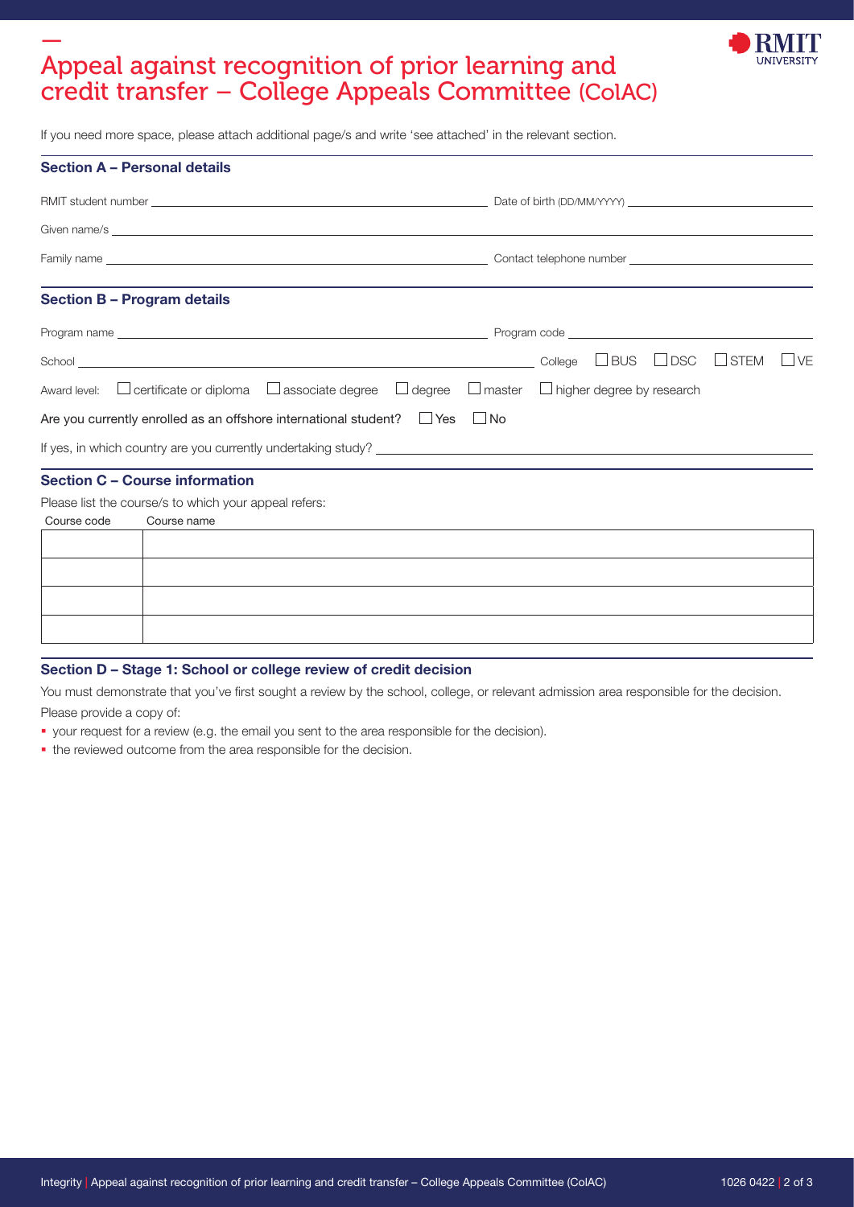# Appeal against recognition of prior learning and credit transfer – College Appeals Committee (ColAC)

If you need more space, please attach additional page/s and write 'see attached' in the relevant section.

## Section A – Personal details

RMIT student number ______________________ Date of birth (DD/MM/YYYY) ______________________

Given name/s ______________________

Family name ______________________ Contact telephone number ______________________

## Section B – Program details

Program name ______________________ Program code ______________________

School ______________________ College ☐ BUS ☐ DSC ☐ STEM ☐ VE

Award level: ☐ certificate or diploma ☐ associate degree ☐ degree ☐ master ☐ higher degree by research

Are you currently enrolled as an offshore international student? ☐ Yes ☐ No

If yes, in which country are you currently undertaking study? ______________________

## Section C – Course information

Please list the course/s to which your appeal refers:

| Course code | Course name |
|---|---|
| | |
| | |
| | |
| | |

## Section D – Stage 1: School or college review of credit decision

You must demonstrate that you've first sought a review by the school, college, or relevant admission area responsible for the decision.

Please provide a copy of:

- your request for a review (e.g. the email you sent to the area responsible for the decision).
- the reviewed outcome from the area responsible for the decision.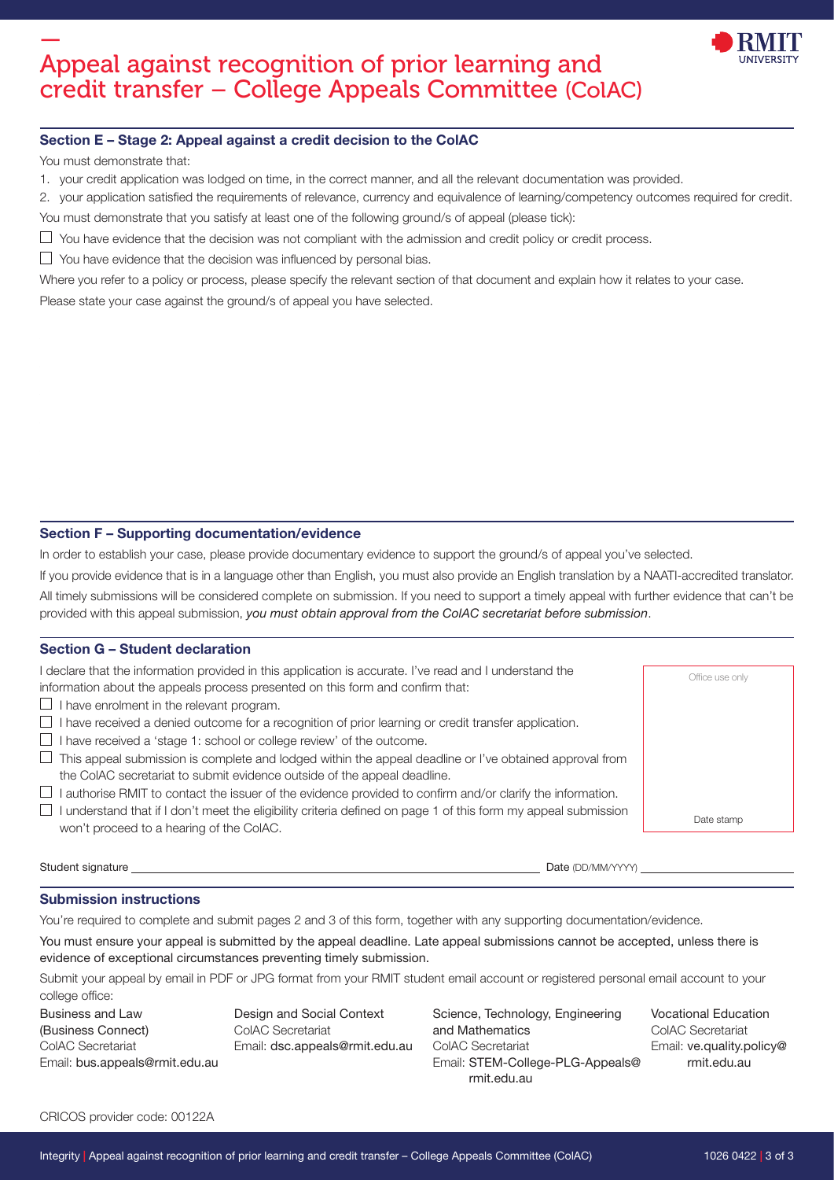# Appeal against recognition of prior learning and credit transfer – College Appeals Committee (ColAC)

## Section E – Stage 2: Appeal against a credit decision to the ColAC

You must demonstrate that:

1. your credit application was lodged on time, in the correct manner, and all the relevant documentation was provided.
2. your application satisfied the requirements of relevance, currency and equivalence of learning/competency outcomes required for credit.

You must demonstrate that you satisfy at least one of the following ground/s of appeal (please tick):

- ☐ You have evidence that the decision was not compliant with the admission and credit policy or credit process.
- ☐ You have evidence that the decision was influenced by personal bias.

Where you refer to a policy or process, please specify the relevant section of that document and explain how it relates to your case.

Please state your case against the ground/s of appeal you have selected.

## Section F – Supporting documentation/evidence

In order to establish your case, please provide documentary evidence to support the ground/s of appeal you've selected.

If you provide evidence that is in a language other than English, you must also provide an English translation by a NAATI-accredited translator.

All timely submissions will be considered complete on submission. If you need to support a timely appeal with further evidence that can't be provided with this appeal submission, *you must obtain approval from the ColAC secretariat before submission*.

## Section G – Student declaration

I declare that the information provided in this application is accurate. I've read and I understand the information about the appeals process presented on this form and confirm that:

- ☐ I have enrolment in the relevant program.
- ☐ I have received a denied outcome for a recognition of prior learning or credit transfer application.
- ☐ I have received a 'stage 1: school or college review' of the outcome.
- ☐ This appeal submission is complete and lodged within the appeal deadline or I've obtained approval from the ColAC secretariat to submit evidence outside of the appeal deadline.
- ☐ I authorise RMIT to contact the issuer of the evidence provided to confirm and/or clarify the information.
- ☐ I understand that if I don't meet the eligibility criteria defined on page 1 of this form my appeal submission won't proceed to a hearing of the ColAC.

Office use only

Date stamp

Student signature ______________________ Date (DD/MM/YYYY) ______________

## Submission instructions

You're required to complete and submit pages 2 and 3 of this form, together with any supporting documentation/evidence.

You must ensure your appeal is submitted by the appeal deadline. Late appeal submissions cannot be accepted, unless there is evidence of exceptional circumstances preventing timely submission.

Submit your appeal by email in PDF or JPG format from your RMIT student email account or registered personal email account to your college office:

Business and Law (Business Connect)
ColAC Secretariat
Email: bus.appeals@rmit.edu.au

Design and Social Context
ColAC Secretariat
Email: dsc.appeals@rmit.edu.au

Science, Technology, Engineering and Mathematics
ColAC Secretariat
Email: STEM-College-PLG-Appeals@rmit.edu.au

Vocational Education
ColAC Secretariat
Email: ve.quality.policy@rmit.edu.au

CRICOS provider code: 00122A